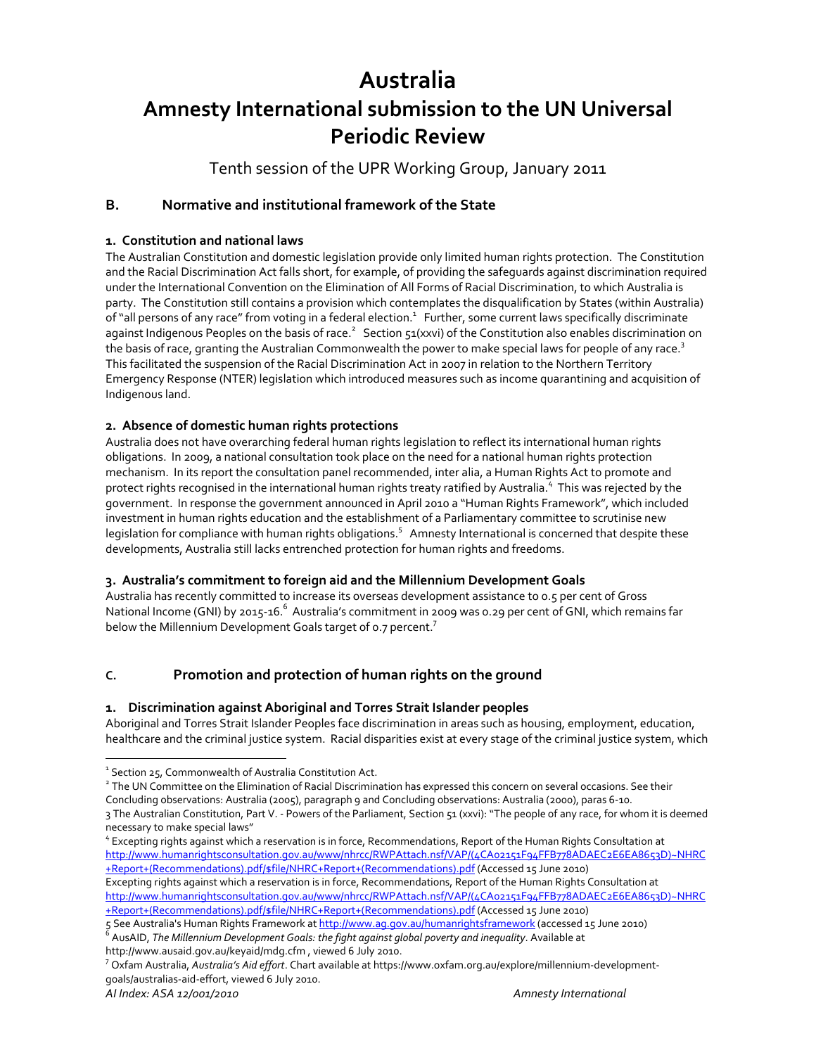# Australia

# Amnesty International submission to the UN Universal Periodic Review

Tenth session of the UPR Working Group, January 2011

## B. Normative and institutional framework of the State

### 1. Constitution and national laws

The Australian Constitution and domestic legislation provide only limited human rights protection. The Constitution and the Racial Discrimination Act falls short, for example, of providing the safeguards against discrimination required under the International Convention on the Elimination of All Forms of Racial Discrimination, to which Australia is party. The Constitution still contains a provision which contemplates the disqualification by States (within Australia) of "all persons of any race" from voting in a federal election.[1] Further, some current laws specifically discriminate against Indigenous Peoples on the basis of race.[2] Section 51(xxvi) of the Constitution also enables discrimination on the basis of race, granting the Australian Commonwealth the power to make special laws for people of any race.[3] This facilitated the suspension of the Racial Discrimination Act in 2007 in relation to the Northern Territory Emergency Response (NTER) legislation which introduced measures such as income quarantining and acquisition of Indigenous land.

### 2. Absence of domestic human rights protections

Australia does not have overarching federal human rights legislation to reflect its international human rights obligations. In 2009, a national consultation took place on the need for a national human rights protection mechanism. In its report the consultation panel recommended, inter alia, a Human Rights Act to promote and protect rights recognised in the international human rights treaty ratified by Australia.[4] This was rejected by the government. In response the government announced in April 2010 a "Human Rights Framework", which included investment in human rights education and the establishment of a Parliamentary committee to scrutinise new legislation for compliance with human rights obligations.[5] Amnesty International is concerned that despite these developments, Australia still lacks entrenched protection for human rights and freedoms.

### 3. Australia's commitment to foreign aid and the Millennium Development Goals

Australia has recently committed to increase its overseas development assistance to 0.5 per cent of Gross National Income (GNI) by 2015-16.[6] Australia's commitment in 2009 was 0.29 per cent of GNI, which remains far below the Millennium Development Goals target of 0.7 percent.[7]

## C. Promotion and protection of human rights on the ground

### 1. Discrimination against Aboriginal and Torres Strait Islander peoples

Aboriginal and Torres Strait Islander Peoples face discrimination in areas such as housing, employment, education, healthcare and the criminal justice system. Racial disparities exist at every stage of the criminal justice system, which

---

[1] Section 25, Commonwealth of Australia Constitution Act.

[2] The UN Committee on the Elimination of Racial Discrimination has expressed this concern on several occasions. See their Concluding observations: Australia (2005), paragraph 9 and Concluding observations: Australia (2000), paras 6-10.

[3] The Australian Constitution, Part V. - Powers of the Parliament, Section 51 (xxvi): "The people of any race, for whom it is deemed necessary to make special laws"

[4] Excepting rights against which a reservation is in force, Recommendations, Report of the Human Rights Consultation at http://www.humanrightsconsultation.gov.au/www/nhrcc/RWPAttach.nsf/VAP/(4CA02151F94FFB778ADAEC2E6EA8653D)~NHRC+Report+(Recommendations).pdf/$file/NHRC+Report+(Recommendations).pdf (Accessed 15 June 2010)
Excepting rights against which a reservation is in force, Recommendations, Report of the Human Rights Consultation at http://www.humanrightsconsultation.gov.au/www/nhrcc/RWPAttach.nsf/VAP/(4CA02151F94FFB778ADAEC2E6EA8653D)~NHRC+Report+(Recommendations).pdf/$file/NHRC+Report+(Recommendations).pdf (Accessed 15 June 2010)

[5] See Australia's Human Rights Framework at http://www.ag.gov.au/humanrightsframework (accessed 15 June 2010)

[6] AusAID, *The Millennium Development Goals: the fight against global poverty and inequality*. Available at http://www.ausaid.gov.au/keyaid/mdg.cfm , viewed 6 July 2010.

[7] Oxfam Australia, *Australia's Aid effort*. Chart available at https://www.oxfam.org.au/explore/millennium-development-goals/australias-aid-effort, viewed 6 July 2010.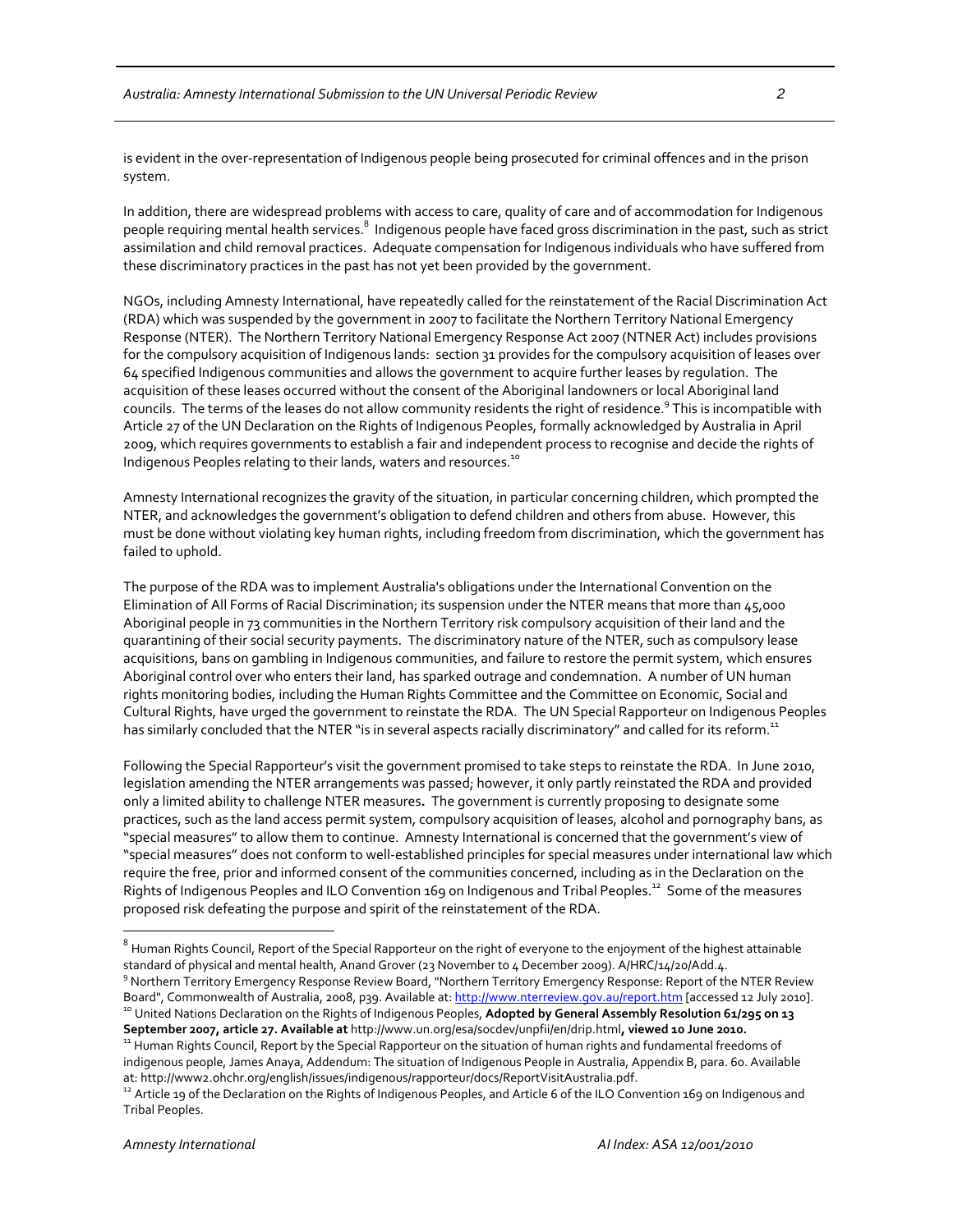is evident in the over-representation of Indigenous people being prosecuted for criminal offences and in the prison system.

In addition, there are widespread problems with access to care, quality of care and of accommodation for Indigenous people requiring mental health services.[8] Indigenous people have faced gross discrimination in the past, such as strict assimilation and child removal practices. Adequate compensation for Indigenous individuals who have suffered from these discriminatory practices in the past has not yet been provided by the government.

NGOs, including Amnesty International, have repeatedly called for the reinstatement of the Racial Discrimination Act (RDA) which was suspended by the government in 2007 to facilitate the Northern Territory National Emergency Response (NTER). The Northern Territory National Emergency Response Act 2007 (NTNER Act) includes provisions for the compulsory acquisition of Indigenous lands: section 31 provides for the compulsory acquisition of leases over 64 specified Indigenous communities and allows the government to acquire further leases by regulation. The acquisition of these leases occurred without the consent of the Aboriginal landowners or local Aboriginal land councils. The terms of the leases do not allow community residents the right of residence.[9] This is incompatible with Article 27 of the UN Declaration on the Rights of Indigenous Peoples, formally acknowledged by Australia in April 2009, which requires governments to establish a fair and independent process to recognise and decide the rights of Indigenous Peoples relating to their lands, waters and resources.[10]

Amnesty International recognizes the gravity of the situation, in particular concerning children, which prompted the NTER, and acknowledges the government's obligation to defend children and others from abuse. However, this must be done without violating key human rights, including freedom from discrimination, which the government has failed to uphold.

The purpose of the RDA was to implement Australia's obligations under the International Convention on the Elimination of All Forms of Racial Discrimination; its suspension under the NTER means that more than 45,000 Aboriginal people in 73 communities in the Northern Territory risk compulsory acquisition of their land and the quarantining of their social security payments. The discriminatory nature of the NTER, such as compulsory lease acquisitions, bans on gambling in Indigenous communities, and failure to restore the permit system, which ensures Aboriginal control over who enters their land, has sparked outrage and condemnation. A number of UN human rights monitoring bodies, including the Human Rights Committee and the Committee on Economic, Social and Cultural Rights, have urged the government to reinstate the RDA. The UN Special Rapporteur on Indigenous Peoples has similarly concluded that the NTER "is in several aspects racially discriminatory" and called for its reform.[11]

Following the Special Rapporteur's visit the government promised to take steps to reinstate the RDA. In June 2010, legislation amending the NTER arrangements was passed; however, it only partly reinstated the RDA and provided only a limited ability to challenge NTER measures**.** The government is currently proposing to designate some practices, such as the land access permit system, compulsory acquisition of leases, alcohol and pornography bans, as "special measures" to allow them to continue. Amnesty International is concerned that the government's view of "special measures" does not conform to well-established principles for special measures under international law which require the free, prior and informed consent of the communities concerned, including as in the Declaration on the Rights of Indigenous Peoples and ILO Convention 169 on Indigenous and Tribal Peoples.[12] Some of the measures proposed risk defeating the purpose and spirit of the reinstatement of the RDA.

---

[8] Human Rights Council, Report of the Special Rapporteur on the right of everyone to the enjoyment of the highest attainable standard of physical and mental health, Anand Grover (23 November to 4 December 2009). A/HRC/14/20/Add.4.

[9] Northern Territory Emergency Response Review Board, "Northern Territory Emergency Response: Report of the NTER Review Board", Commonwealth of Australia, 2008, p39. Available at: http://www.nterreview.gov.au/report.htm [accessed 12 July 2010].

[10] United Nations Declaration on the Rights of Indigenous Peoples, **Adopted by General Assembly Resolution 61/295 on 13 September 2007, article 27. Available at** http://www.un.org/esa/socdev/unpfii/en/drip.html**, viewed 10 June 2010.**

[11] Human Rights Council, Report by the Special Rapporteur on the situation of human rights and fundamental freedoms of indigenous people, James Anaya, Addendum: The situation of Indigenous People in Australia, Appendix B, para. 60. Available at: http://www2.ohchr.org/english/issues/indigenous/rapporteur/docs/ReportVisitAustralia.pdf.

[12] Article 19 of the Declaration on the Rights of Indigenous Peoples, and Article 6 of the ILO Convention 169 on Indigenous and Tribal Peoples.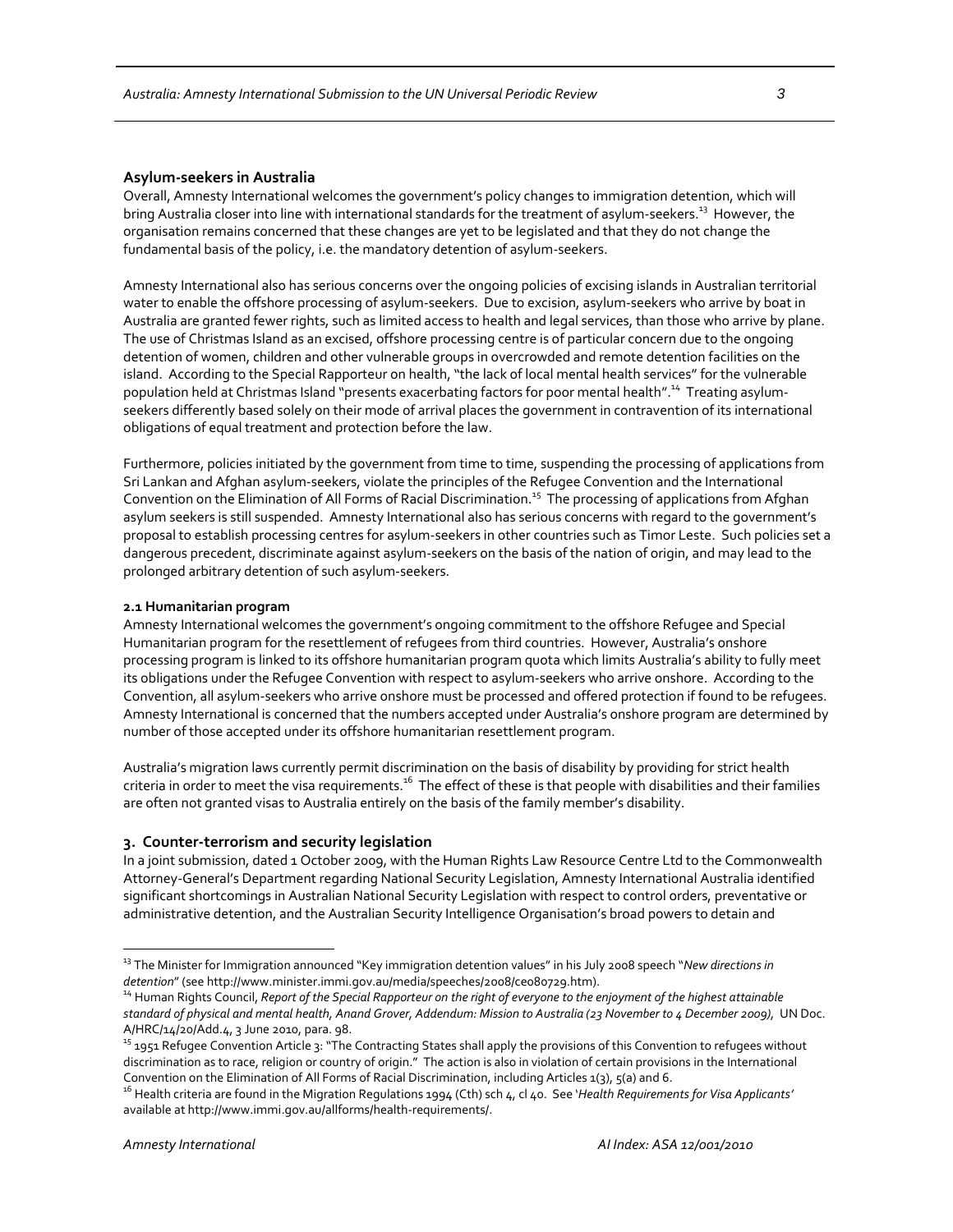### Asylum-seekers in Australia

Overall, Amnesty International welcomes the government's policy changes to immigration detention, which will bring Australia closer into line with international standards for the treatment of asylum-seekers.[13] However, the organisation remains concerned that these changes are yet to be legislated and that they do not change the fundamental basis of the policy, i.e. the mandatory detention of asylum-seekers.

Amnesty International also has serious concerns over the ongoing policies of excising islands in Australian territorial water to enable the offshore processing of asylum-seekers. Due to excision, asylum-seekers who arrive by boat in Australia are granted fewer rights, such as limited access to health and legal services, than those who arrive by plane. The use of Christmas Island as an excised, offshore processing centre is of particular concern due to the ongoing detention of women, children and other vulnerable groups in overcrowded and remote detention facilities on the island. According to the Special Rapporteur on health, "the lack of local mental health services" for the vulnerable population held at Christmas Island "presents exacerbating factors for poor mental health".[14] Treating asylum-seekers differently based solely on their mode of arrival places the government in contravention of its international obligations of equal treatment and protection before the law.

Furthermore, policies initiated by the government from time to time, suspending the processing of applications from Sri Lankan and Afghan asylum-seekers, violate the principles of the Refugee Convention and the International Convention on the Elimination of All Forms of Racial Discrimination.[15] The processing of applications from Afghan asylum seekers is still suspended. Amnesty International also has serious concerns with regard to the government's proposal to establish processing centres for asylum-seekers in other countries such as Timor Leste. Such policies set a dangerous precedent, discriminate against asylum-seekers on the basis of the nation of origin, and may lead to the prolonged arbitrary detention of such asylum-seekers.

#### 2.1 Humanitarian program

Amnesty International welcomes the government's ongoing commitment to the offshore Refugee and Special Humanitarian program for the resettlement of refugees from third countries. However, Australia's onshore processing program is linked to its offshore humanitarian program quota which limits Australia's ability to fully meet its obligations under the Refugee Convention with respect to asylum-seekers who arrive onshore. According to the Convention, all asylum-seekers who arrive onshore must be processed and offered protection if found to be refugees. Amnesty International is concerned that the numbers accepted under Australia's onshore program are determined by number of those accepted under its offshore humanitarian resettlement program.

Australia's migration laws currently permit discrimination on the basis of disability by providing for strict health criteria in order to meet the visa requirements.[16] The effect of these is that people with disabilities and their families are often not granted visas to Australia entirely on the basis of the family member's disability.

### 3. Counter-terrorism and security legislation

In a joint submission, dated 1 October 2009, with the Human Rights Law Resource Centre Ltd to the Commonwealth Attorney-General's Department regarding National Security Legislation, Amnesty International Australia identified significant shortcomings in Australian National Security Legislation with respect to control orders, preventative or administrative detention, and the Australian Security Intelligence Organisation's broad powers to detain and

---

[13] The Minister for Immigration announced "Key immigration detention values" in his July 2008 speech "*New directions in detention*" (see http://www.minister.immi.gov.au/media/speeches/2008/ce080729.htm).

[14] Human Rights Council, *Report of the Special Rapporteur on the right of everyone to the enjoyment of the highest attainable standard of physical and mental health, Anand Grover, Addendum: Mission to Australia (23 November to 4 December 2009),* UN Doc. A/HRC/14/20/Add.4, 3 June 2010, para. 98.

[15] 1951 Refugee Convention Article 3: "The Contracting States shall apply the provisions of this Convention to refugees without discrimination as to race, religion or country of origin." The action is also in violation of certain provisions in the International Convention on the Elimination of All Forms of Racial Discrimination, including Articles 1(3), 5(a) and 6.

[16] Health criteria are found in the Migration Regulations 1994 (Cth) sch 4, cl 40. See '*Health Requirements for Visa Applicants'* available at http://www.immi.gov.au/allforms/health-requirements/.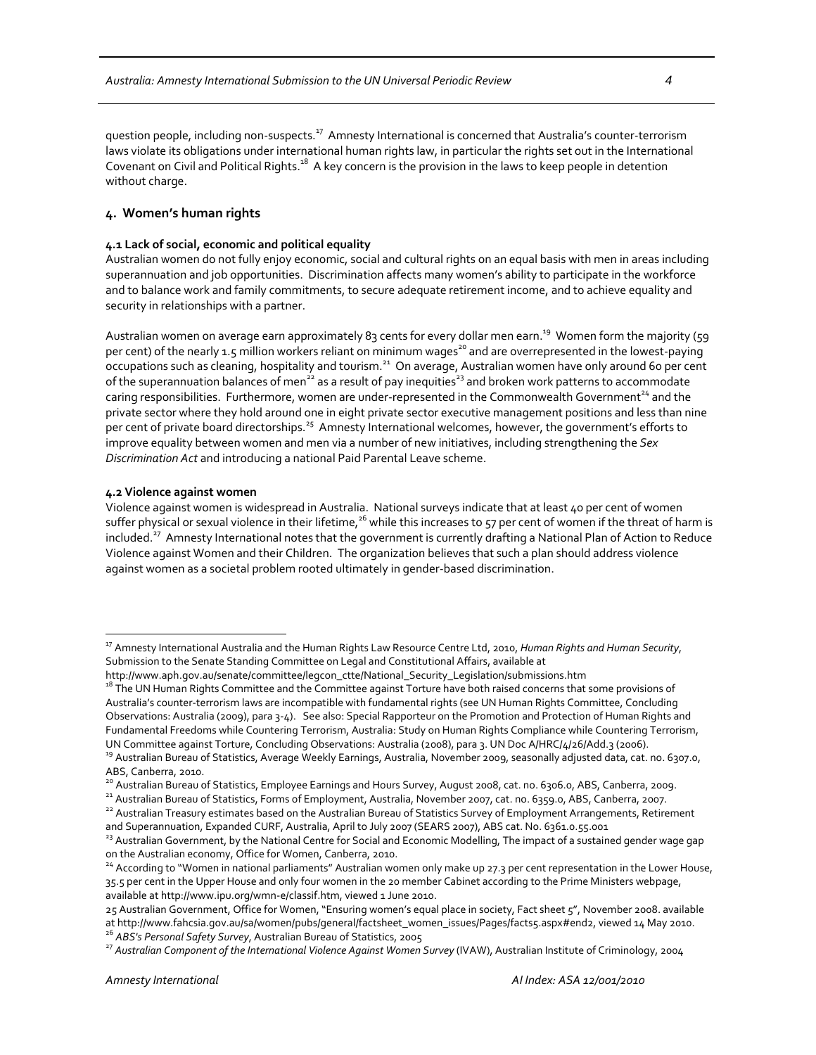question people, including non-suspects.[17] Amnesty International is concerned that Australia's counter-terrorism laws violate its obligations under international human rights law, in particular the rights set out in the International Covenant on Civil and Political Rights.[18] A key concern is the provision in the laws to keep people in detention without charge.

## 4. Women's human rights

### 4.1 Lack of social, economic and political equality

Australian women do not fully enjoy economic, social and cultural rights on an equal basis with men in areas including superannuation and job opportunities. Discrimination affects many women's ability to participate in the workforce and to balance work and family commitments, to secure adequate retirement income, and to achieve equality and security in relationships with a partner.

Australian women on average earn approximately 83 cents for every dollar men earn.[19] Women form the majority (59 per cent) of the nearly 1.5 million workers reliant on minimum wages[20] and are overrepresented in the lowest-paying occupations such as cleaning, hospitality and tourism.[21] On average, Australian women have only around 60 per cent of the superannuation balances of men[22] as a result of pay inequities[23] and broken work patterns to accommodate caring responsibilities. Furthermore, women are under-represented in the Commonwealth Government[24] and the private sector where they hold around one in eight private sector executive management positions and less than nine per cent of private board directorships.[25] Amnesty International welcomes, however, the government's efforts to improve equality between women and men via a number of new initiatives, including strengthening the *Sex Discrimination Act* and introducing a national Paid Parental Leave scheme.

### 4.2 Violence against women

Violence against women is widespread in Australia. National surveys indicate that at least 40 per cent of women suffer physical or sexual violence in their lifetime,[26] while this increases to 57 per cent of women if the threat of harm is included.[27] Amnesty International notes that the government is currently drafting a National Plan of Action to Reduce Violence against Women and their Children. The organization believes that such a plan should address violence against women as a societal problem rooted ultimately in gender-based discrimination.

---

[17] Amnesty International Australia and the Human Rights Law Resource Centre Ltd, 2010, *Human Rights and Human Security*, Submission to the Senate Standing Committee on Legal and Constitutional Affairs, available at http://www.aph.gov.au/senate/committee/legcon_ctte/National_Security_Legislation/submissions.htm

[18] The UN Human Rights Committee and the Committee against Torture have both raised concerns that some provisions of Australia's counter-terrorism laws are incompatible with fundamental rights (see UN Human Rights Committee, Concluding Observations: Australia (2009), para 3-4). See also: Special Rapporteur on the Promotion and Protection of Human Rights and Fundamental Freedoms while Countering Terrorism, Australia: Study on Human Rights Compliance while Countering Terrorism, UN Committee against Torture, Concluding Observations: Australia (2008), para 3. UN Doc A/HRC/4/26/Add.3 (2006).

[19] Australian Bureau of Statistics, Average Weekly Earnings, Australia, November 2009, seasonally adjusted data, cat. no. 6307.0, ABS, Canberra, 2010.

[20] Australian Bureau of Statistics, Employee Earnings and Hours Survey, August 2008, cat. no. 6306.0, ABS, Canberra, 2009.

[21] Australian Bureau of Statistics, Forms of Employment, Australia, November 2007, cat. no. 6359.0, ABS, Canberra, 2007.

[22] Australian Treasury estimates based on the Australian Bureau of Statistics Survey of Employment Arrangements, Retirement and Superannuation, Expanded CURF, Australia, April to July 2007 (SEARS 2007), ABS cat. No. 6361.0.55.001

[23] Australian Government, by the National Centre for Social and Economic Modelling, The impact of a sustained gender wage gap on the Australian economy, Office for Women, Canberra, 2010.

[24] According to "Women in national parliaments" Australian women only make up 27.3 per cent representation in the Lower House, 35.5 per cent in the Upper House and only four women in the 20 member Cabinet according to the Prime Ministers webpage, available at http://www.ipu.org/wmn-e/classif.htm, viewed 1 June 2010.

25 Australian Government, Office for Women, "Ensuring women's equal place in society, Fact sheet 5", November 2008. available at http://www.fahcsia.gov.au/sa/women/pubs/general/factsheet_women_issues/Pages/facts5.aspx#end2, viewed 14 May 2010.

[26] *ABS's Personal Safety Survey*, Australian Bureau of Statistics, 2005

[27] *Australian Component of the International Violence Against Women Survey* (IVAW), Australian Institute of Criminology, 2004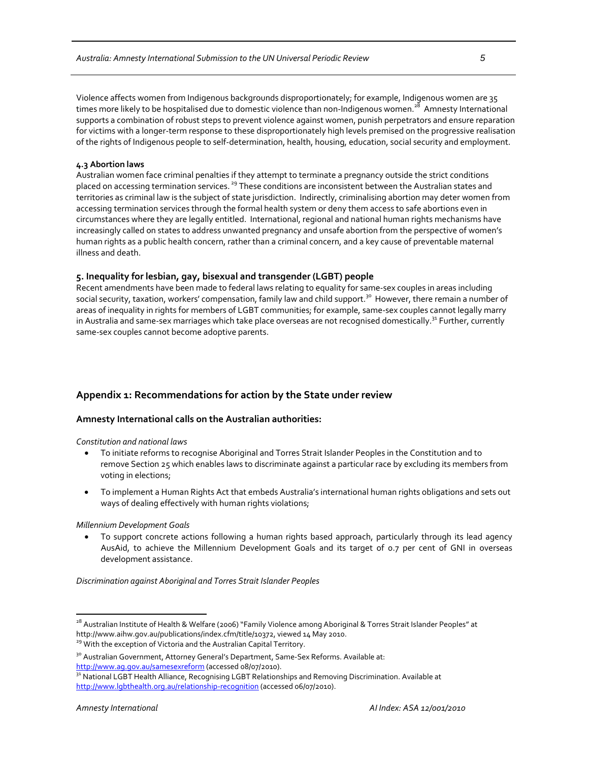Violence affects women from Indigenous backgrounds disproportionately; for example, Indigenous women are 35 times more likely to be hospitalised due to domestic violence than non-Indigenous women.[28] Amnesty International supports a combination of robust steps to prevent violence against women, punish perpetrators and ensure reparation for victims with a longer-term response to these disproportionately high levels premised on the progressive realisation of the rights of Indigenous people to self-determination, health, housing, education, social security and employment.

**4.3 Abortion laws**

Australian women face criminal penalties if they attempt to terminate a pregnancy outside the strict conditions placed on accessing termination services.[29] These conditions are inconsistent between the Australian states and territories as criminal law is the subject of state jurisdiction. Indirectly, criminalising abortion may deter women from accessing termination services through the formal health system or deny them access to safe abortions even in circumstances where they are legally entitled. International, regional and national human rights mechanisms have increasingly called on states to address unwanted pregnancy and unsafe abortion from the perspective of women's human rights as a public health concern, rather than a criminal concern, and a key cause of preventable maternal illness and death.

## 5. Inequality for lesbian, gay, bisexual and transgender (LGBT) people

Recent amendments have been made to federal laws relating to equality for same-sex couples in areas including social security, taxation, workers' compensation, family law and child support.[30] However, there remain a number of areas of inequality in rights for members of LGBT communities; for example, same-sex couples cannot legally marry in Australia and same-sex marriages which take place overseas are not recognised domestically.[31] Further, currently same-sex couples cannot become adoptive parents.

## Appendix 1: Recommendations for action by the State under review

### Amnesty International calls on the Australian authorities:

*Constitution and national laws*

- To initiate reforms to recognise Aboriginal and Torres Strait Islander Peoples in the Constitution and to remove Section 25 which enables laws to discriminate against a particular race by excluding its members from voting in elections;
- To implement a Human Rights Act that embeds Australia's international human rights obligations and sets out ways of dealing effectively with human rights violations;

*Millennium Development Goals*

- To support concrete actions following a human rights based approach, particularly through its lead agency AusAid, to achieve the Millennium Development Goals and its target of 0.7 per cent of GNI in overseas development assistance.

*Discrimination against Aboriginal and Torres Strait Islander Peoples*

---

[28] Australian Institute of Health & Welfare (2006) "Family Violence among Aboriginal & Torres Strait Islander Peoples" at http://www.aihw.gov.au/publications/index.cfm/title/10372, viewed 14 May 2010.

[29] With the exception of Victoria and the Australian Capital Territory.

[30] Australian Government, Attorney General's Department, Same-Sex Reforms. Available at: http://www.ag.gov.au/samesexreform (accessed 08/07/2010).

[31] National LGBT Health Alliance, Recognising LGBT Relationships and Removing Discrimination. Available at http://www.lgbthealth.org.au/relationship-recognition (accessed 06/07/2010).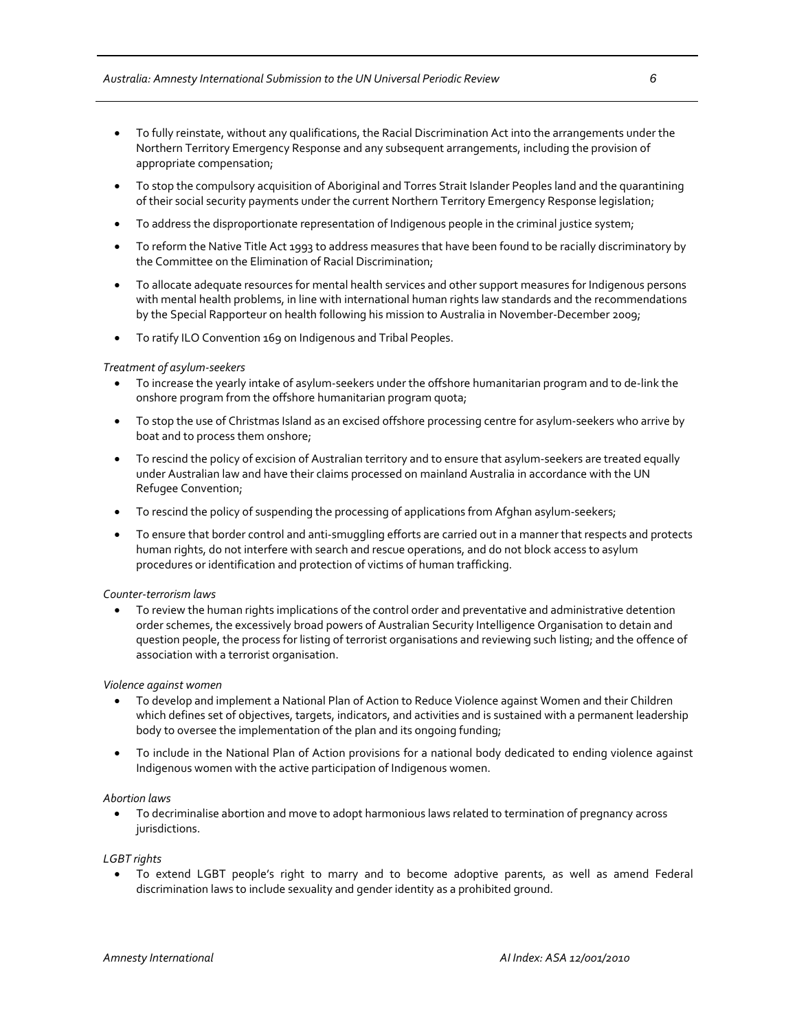- To fully reinstate, without any qualifications, the Racial Discrimination Act into the arrangements under the Northern Territory Emergency Response and any subsequent arrangements, including the provision of appropriate compensation;
- To stop the compulsory acquisition of Aboriginal and Torres Strait Islander Peoples land and the quarantining of their social security payments under the current Northern Territory Emergency Response legislation;
- To address the disproportionate representation of Indigenous people in the criminal justice system;
- To reform the Native Title Act 1993 to address measures that have been found to be racially discriminatory by the Committee on the Elimination of Racial Discrimination;
- To allocate adequate resources for mental health services and other support measures for Indigenous persons with mental health problems, in line with international human rights law standards and the recommendations by the Special Rapporteur on health following his mission to Australia in November-December 2009;
- To ratify ILO Convention 169 on Indigenous and Tribal Peoples.

*Treatment of asylum-seekers*

- To increase the yearly intake of asylum-seekers under the offshore humanitarian program and to de-link the onshore program from the offshore humanitarian program quota;
- To stop the use of Christmas Island as an excised offshore processing centre for asylum-seekers who arrive by boat and to process them onshore;
- To rescind the policy of excision of Australian territory and to ensure that asylum-seekers are treated equally under Australian law and have their claims processed on mainland Australia in accordance with the UN Refugee Convention;
- To rescind the policy of suspending the processing of applications from Afghan asylum-seekers;
- To ensure that border control and anti-smuggling efforts are carried out in a manner that respects and protects human rights, do not interfere with search and rescue operations, and do not block access to asylum procedures or identification and protection of victims of human trafficking.

*Counter-terrorism laws*

- To review the human rights implications of the control order and preventative and administrative detention order schemes, the excessively broad powers of Australian Security Intelligence Organisation to detain and question people, the process for listing of terrorist organisations and reviewing such listing; and the offence of association with a terrorist organisation.

*Violence against women*

- To develop and implement a National Plan of Action to Reduce Violence against Women and their Children which defines set of objectives, targets, indicators, and activities and is sustained with a permanent leadership body to oversee the implementation of the plan and its ongoing funding;
- To include in the National Plan of Action provisions for a national body dedicated to ending violence against Indigenous women with the active participation of Indigenous women.

*Abortion laws*

- To decriminalise abortion and move to adopt harmonious laws related to termination of pregnancy across jurisdictions.

*LGBT rights*

- To extend LGBT people's right to marry and to become adoptive parents, as well as amend Federal discrimination laws to include sexuality and gender identity as a prohibited ground.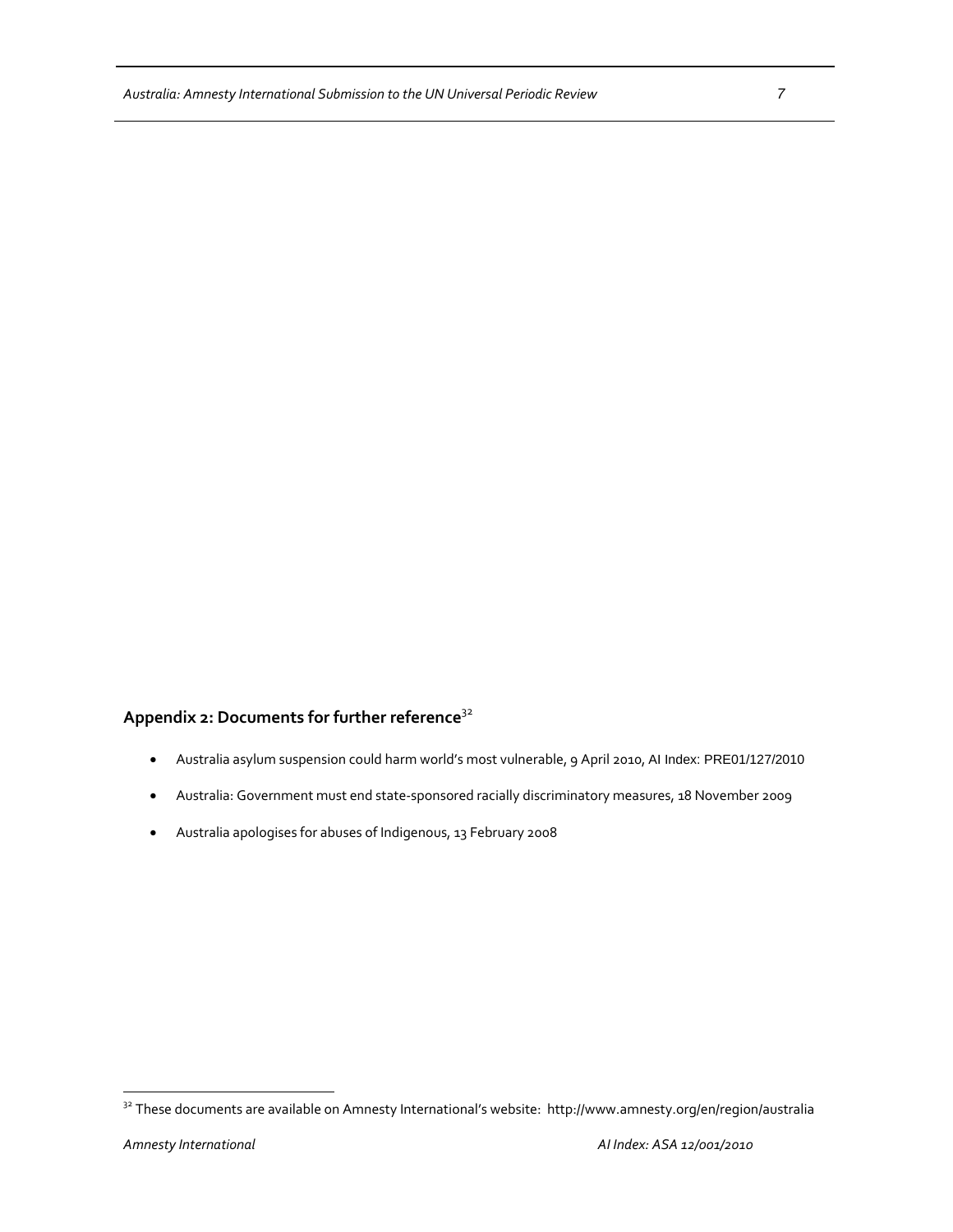## Appendix 2: Documents for further reference[32]

- Australia asylum suspension could harm world's most vulnerable, 9 April 2010, AI Index: PRE01/127/2010
- Australia: Government must end state-sponsored racially discriminatory measures, 18 November 2009
- Australia apologises for abuses of Indigenous, 13 February 2008

[32] These documents are available on Amnesty International's website: http://www.amnesty.org/en/region/australia